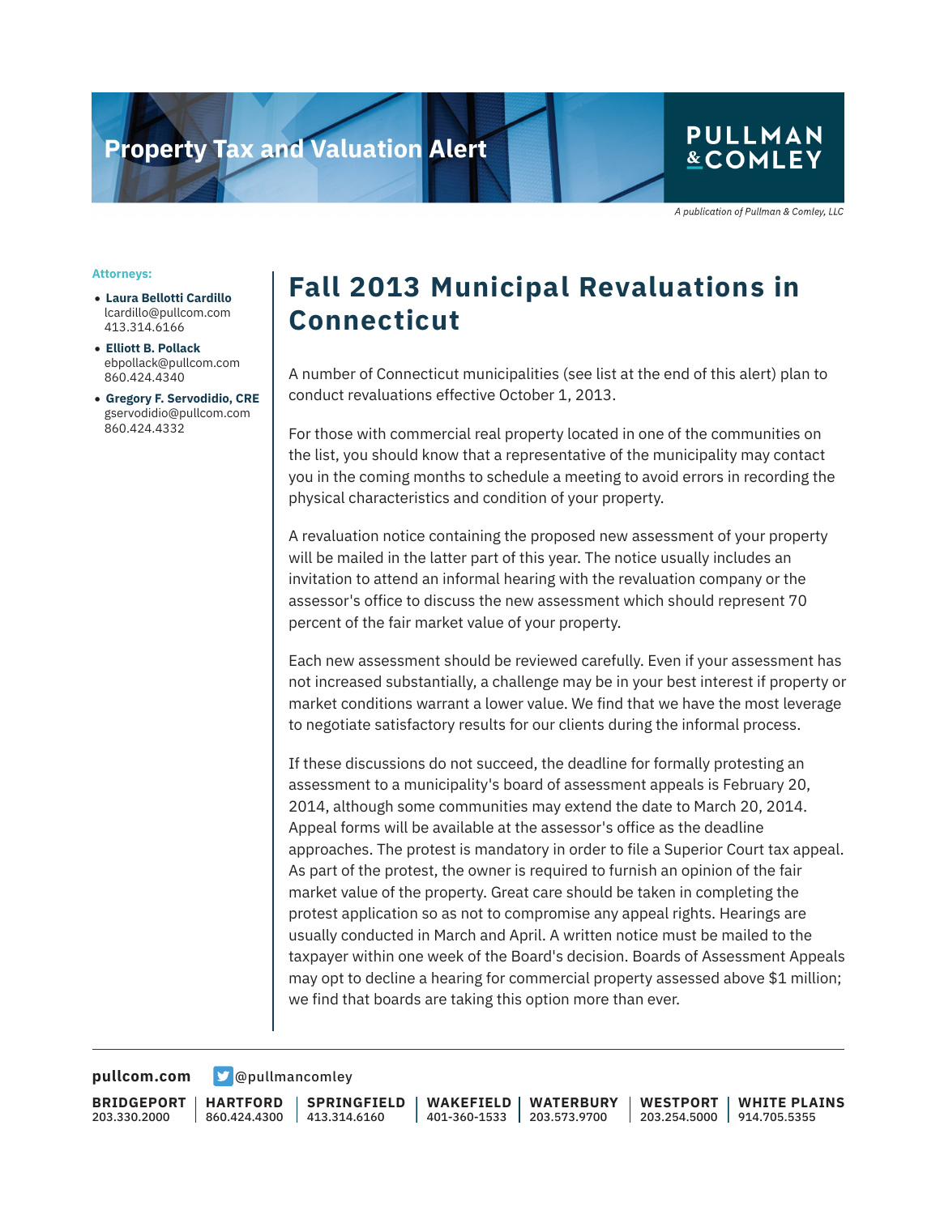Property Tax and Valuation Alert

PULLMAN & COMLEY

*A publication of Pullman & Comley, LLC*

**Attorneys:**

- **Laura Bellotti Cardillo**
  lcardillo@pullcom.com
  413.314.6166
- **Elliott B. Pollack**
  ebpollack@pullcom.com
  860.424.4340
- **Gregory F. Servodidio, CRE**
  gservodidio@pullcom.com
  860.424.4332

# Fall 2013 Municipal Revaluations in Connecticut

A number of Connecticut municipalities (see list at the end of this alert) plan to conduct revaluations effective October 1, 2013.

For those with commercial real property located in one of the communities on the list, you should know that a representative of the municipality may contact you in the coming months to schedule a meeting to avoid errors in recording the physical characteristics and condition of your property.

A revaluation notice containing the proposed new assessment of your property will be mailed in the latter part of this year. The notice usually includes an invitation to attend an informal hearing with the revaluation company or the assessor's office to discuss the new assessment which should represent 70 percent of the fair market value of your property.

Each new assessment should be reviewed carefully. Even if your assessment has not increased substantially, a challenge may be in your best interest if property or market conditions warrant a lower value. We find that we have the most leverage to negotiate satisfactory results for our clients during the informal process.

If these discussions do not succeed, the deadline for formally protesting an assessment to a municipality's board of assessment appeals is February 20, 2014, although some communities may extend the date to March 20, 2014. Appeal forms will be available at the assessor's office as the deadline approaches. The protest is mandatory in order to file a Superior Court tax appeal. As part of the protest, the owner is required to furnish an opinion of the fair market value of the property. Great care should be taken in completing the protest application so as not to compromise any appeal rights. Hearings are usually conducted in March and April. A written notice must be mailed to the taxpayer within one week of the Board's decision. Boards of Assessment Appeals may opt to decline a hearing for commercial property assessed above $1 million; we find that boards are taking this option more than ever.

**pullcom.com** @pullmancomley

**BRIDGEPORT** 203.330.2000 | **HARTFORD** 860.424.4300 | **SPRINGFIELD** 413.314.6160 | **WAKEFIELD** 401-360-1533 | **WATERBURY** 203.573.9700 | **WESTPORT** 203.254.5000 | **WHITE PLAINS** 914.705.5355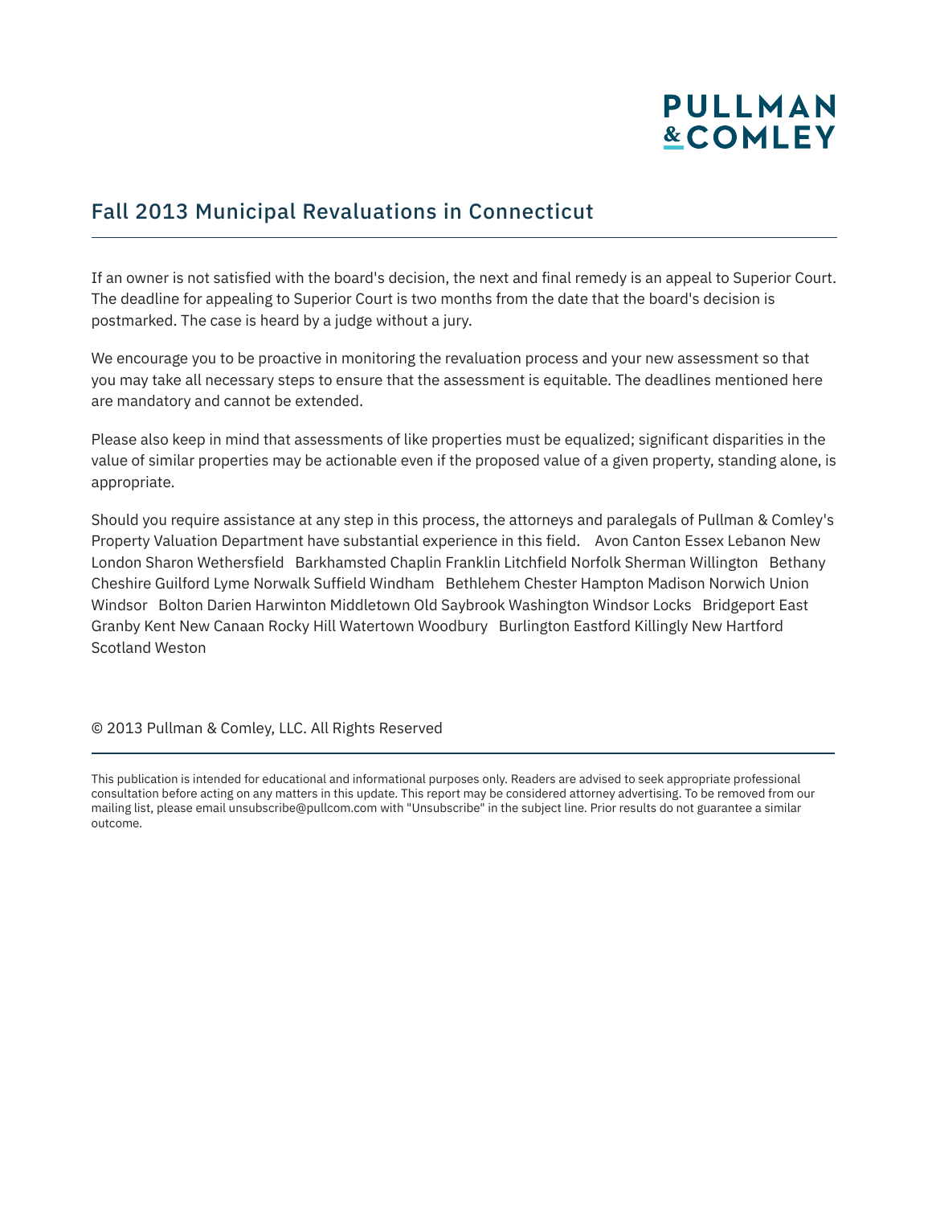## Fall 2013 Municipal Revaluations in Connecticut

If an owner is not satisfied with the board's decision, the next and final remedy is an appeal to Superior Court. The deadline for appealing to Superior Court is two months from the date that the board's decision is postmarked. The case is heard by a judge without a jury.

We encourage you to be proactive in monitoring the revaluation process and your new assessment so that you may take all necessary steps to ensure that the assessment is equitable. The deadlines mentioned here are mandatory and cannot be extended.

Please also keep in mind that assessments of like properties must be equalized; significant disparities in the value of similar properties may be actionable even if the proposed value of a given property, standing alone, is appropriate.

Should you require assistance at any step in this process, the attorneys and paralegals of Pullman & Comley's Property Valuation Department have substantial experience in this field.    Avon Canton Essex Lebanon New London Sharon Wethersfield   Barkhamsted Chaplin Franklin Litchfield Norfolk Sherman Willington   Bethany Cheshire Guilford Lyme Norwalk Suffield Windham   Bethlehem Chester Hampton Madison Norwich Union Windsor   Bolton Darien Harwinton Middletown Old Saybrook Washington Windsor Locks   Bridgeport East Granby Kent New Canaan Rocky Hill Watertown Woodbury   Burlington Eastford Killingly New Hartford Scotland Weston

© 2013 Pullman & Comley, LLC. All Rights Reserved

This publication is intended for educational and informational purposes only. Readers are advised to seek appropriate professional consultation before acting on any matters in this update. This report may be considered attorney advertising. To be removed from our mailing list, please email unsubscribe@pullcom.com with "Unsubscribe" in the subject line. Prior results do not guarantee a similar outcome.